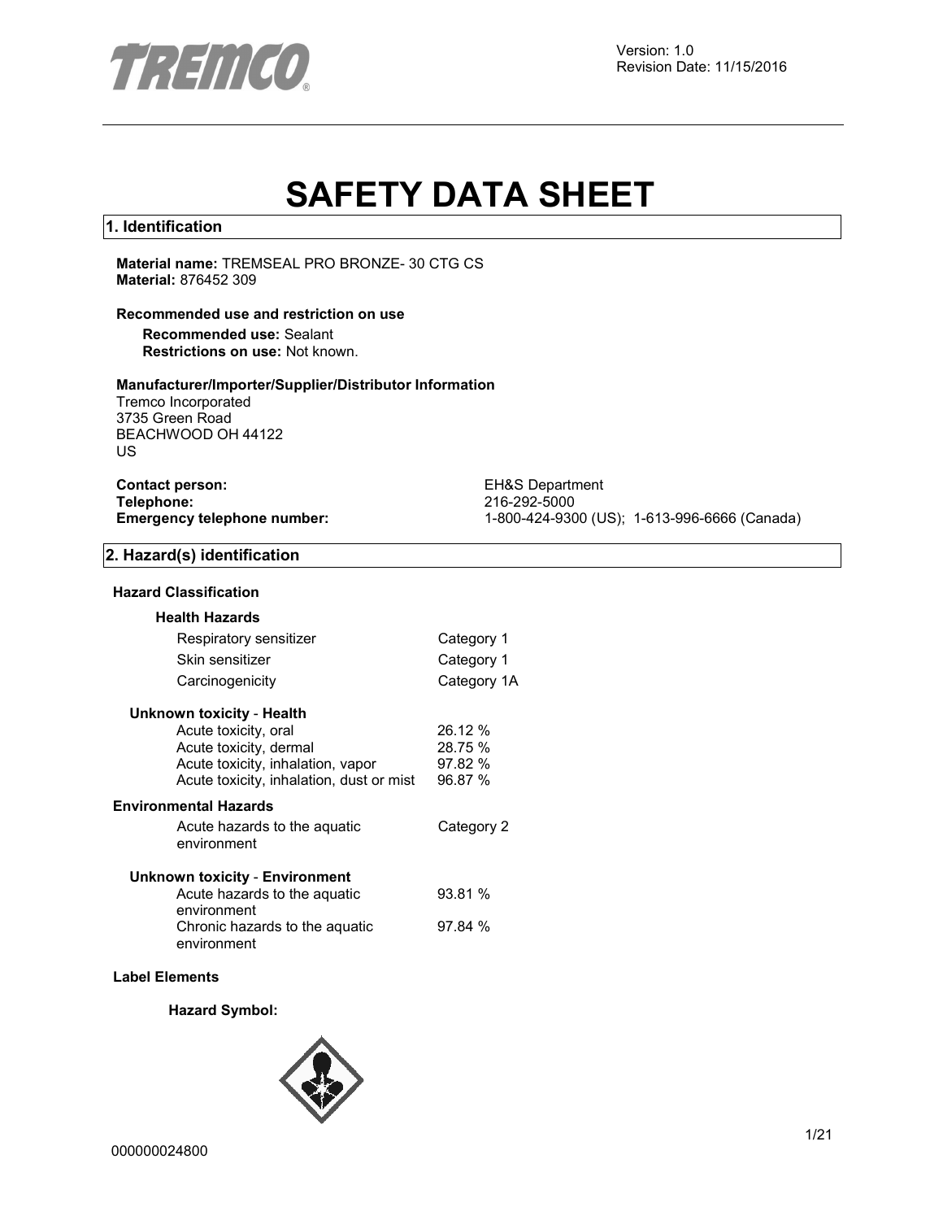Version: 1.0
Revision Date: 11/15/2016

# SAFETY DATA SHEET

## 1. Identification

**Material name:** TREMSEAL PRO BRONZE- 30 CTG CS
**Material:** 876452 309

**Recommended use and restriction on use**

**Recommended use:** Sealant
**Restrictions on use:** Not known.

**Manufacturer/Importer/Supplier/Distributor Information**

Tremco Incorporated
3735 Green Road
BEACHWOOD OH 44122
US

**Contact person:** EH&S Department
**Telephone:** 216-292-5000
**Emergency telephone number:** 1-800-424-9300 (US); 1-613-996-6666 (Canada)

## 2. Hazard(s) identification

**Hazard Classification**

**Health Hazards**

| | |
|---|---|
| Respiratory sensitizer | Category 1 |
| Skin sensitizer | Category 1 |
| Carcinogenicity | Category 1A |

**Unknown toxicity - Health**

| | |
|---|---|
| Acute toxicity, oral | 26.12 % |
| Acute toxicity, dermal | 28.75 % |
| Acute toxicity, inhalation, vapor | 97.82 % |
| Acute toxicity, inhalation, dust or mist | 96.87 % |

**Environmental Hazards**

| | |
|---|---|
| Acute hazards to the aquatic environment | Category 2 |

**Unknown toxicity - Environment**

| | |
|---|---|
| Acute hazards to the aquatic environment | 93.81 % |
| Chronic hazards to the aquatic environment | 97.84 % |

**Label Elements**

**Hazard Symbol:**

000000024800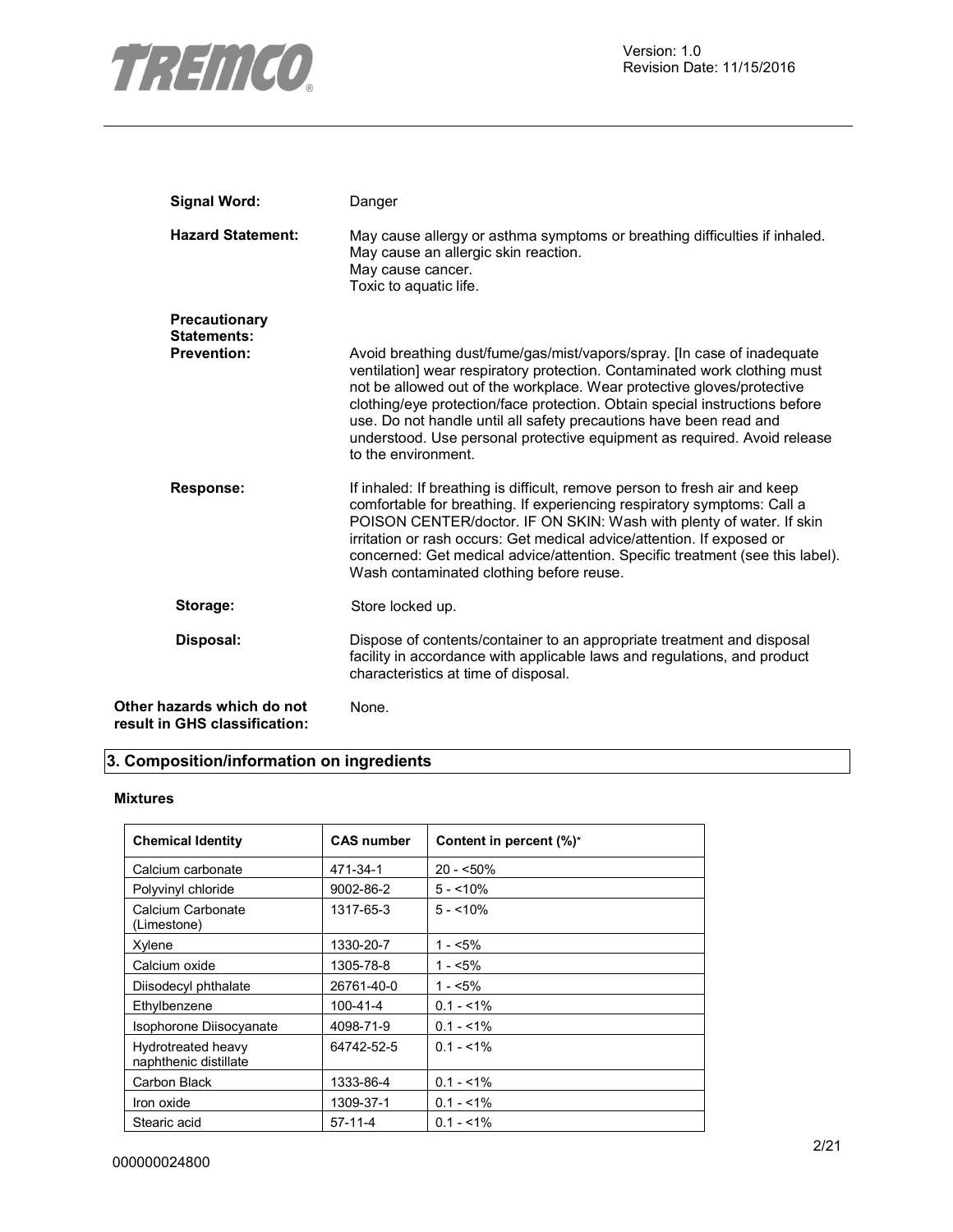**Signal Word:** Danger

**Hazard Statement:** May cause allergy or asthma symptoms or breathing difficulties if inhaled.
May cause an allergic skin reaction.
May cause cancer.
Toxic to aquatic life.

**Precautionary Statements:**

**Prevention:** Avoid breathing dust/fume/gas/mist/vapors/spray. [In case of inadequate ventilation] wear respiratory protection. Contaminated work clothing must not be allowed out of the workplace. Wear protective gloves/protective clothing/eye protection/face protection. Obtain special instructions before use. Do not handle until all safety precautions have been read and understood. Use personal protective equipment as required. Avoid release to the environment.

**Response:** If inhaled: If breathing is difficult, remove person to fresh air and keep comfortable for breathing. If experiencing respiratory symptoms: Call a POISON CENTER/doctor. IF ON SKIN: Wash with plenty of water. If skin irritation or rash occurs: Get medical advice/attention. If exposed or concerned: Get medical advice/attention. Specific treatment (see this label). Wash contaminated clothing before reuse.

**Storage:** Store locked up.

**Disposal:** Dispose of contents/container to an appropriate treatment and disposal facility in accordance with applicable laws and regulations, and product characteristics at time of disposal.

**Other hazards which do not result in GHS classification:** None.

## 3. Composition/information on ingredients

**Mixtures**

| Chemical Identity | CAS number | Content in percent (%)* |
|---|---|---|
| Calcium carbonate | 471-34-1 | 20 - <50% |
| Polyvinyl chloride | 9002-86-2 | 5 - <10% |
| Calcium Carbonate (Limestone) | 1317-65-3 | 5 - <10% |
| Xylene | 1330-20-7 | 1 - <5% |
| Calcium oxide | 1305-78-8 | 1 - <5% |
| Diisodecyl phthalate | 26761-40-0 | 1 - <5% |
| Ethylbenzene | 100-41-4 | 0.1 - <1% |
| Isophorone Diisocyanate | 4098-71-9 | 0.1 - <1% |
| Hydrotreated heavy naphthenic distillate | 64742-52-5 | 0.1 - <1% |
| Carbon Black | 1333-86-4 | 0.1 - <1% |
| Iron oxide | 1309-37-1 | 0.1 - <1% |
| Stearic acid | 57-11-4 | 0.1 - <1% |

000000024800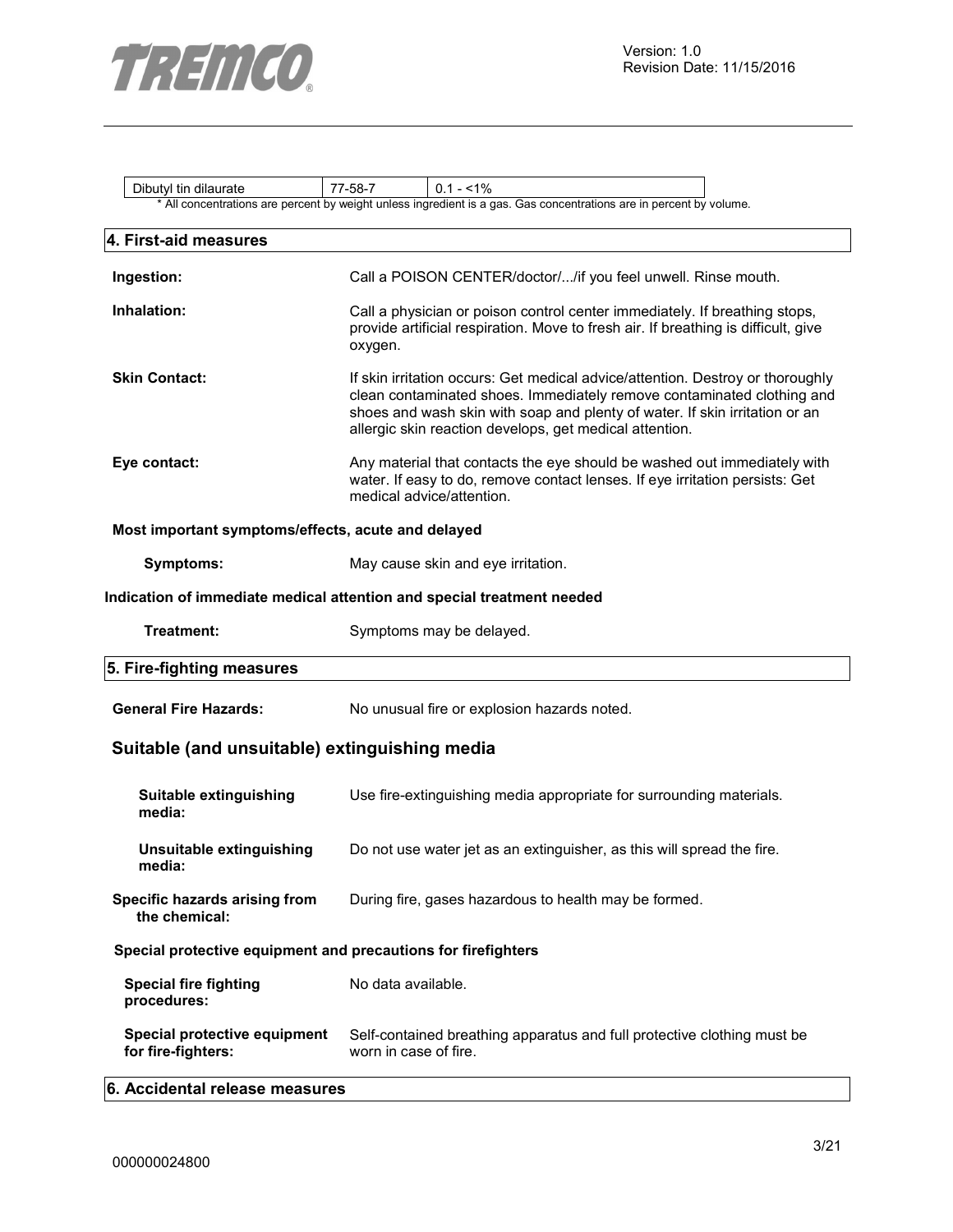| Dibutyl tin dilaurate | 77-58-7 | 0.1 - <1% |
|---|---|---|

* All concentrations are percent by weight unless ingredient is a gas. Gas concentrations are in percent by volume.

## 4. First-aid measures

**Ingestion:** Call a POISON CENTER/doctor/.../if you feel unwell. Rinse mouth.

**Inhalation:** Call a physician or poison control center immediately. If breathing stops, provide artificial respiration. Move to fresh air. If breathing is difficult, give oxygen.

**Skin Contact:** If skin irritation occurs: Get medical advice/attention. Destroy or thoroughly clean contaminated shoes. Immediately remove contaminated clothing and shoes and wash skin with soap and plenty of water. If skin irritation or an allergic skin reaction develops, get medical attention.

**Eye contact:** Any material that contacts the eye should be washed out immediately with water. If easy to do, remove contact lenses. If eye irritation persists: Get medical advice/attention.

**Most important symptoms/effects, acute and delayed**

**Symptoms:** May cause skin and eye irritation.

**Indication of immediate medical attention and special treatment needed**

**Treatment:** Symptoms may be delayed.

## 5. Fire-fighting measures

**General Fire Hazards:** No unusual fire or explosion hazards noted.

### Suitable (and unsuitable) extinguishing media

**Suitable extinguishing media:** Use fire-extinguishing media appropriate for surrounding materials.

**Unsuitable extinguishing media:** Do not use water jet as an extinguisher, as this will spread the fire.

**Specific hazards arising from the chemical:** During fire, gases hazardous to health may be formed.

**Special protective equipment and precautions for firefighters**

**Special fire fighting procedures:** No data available.

**Special protective equipment for fire-fighters:** Self-contained breathing apparatus and full protective clothing must be worn in case of fire.

## 6. Accidental release measures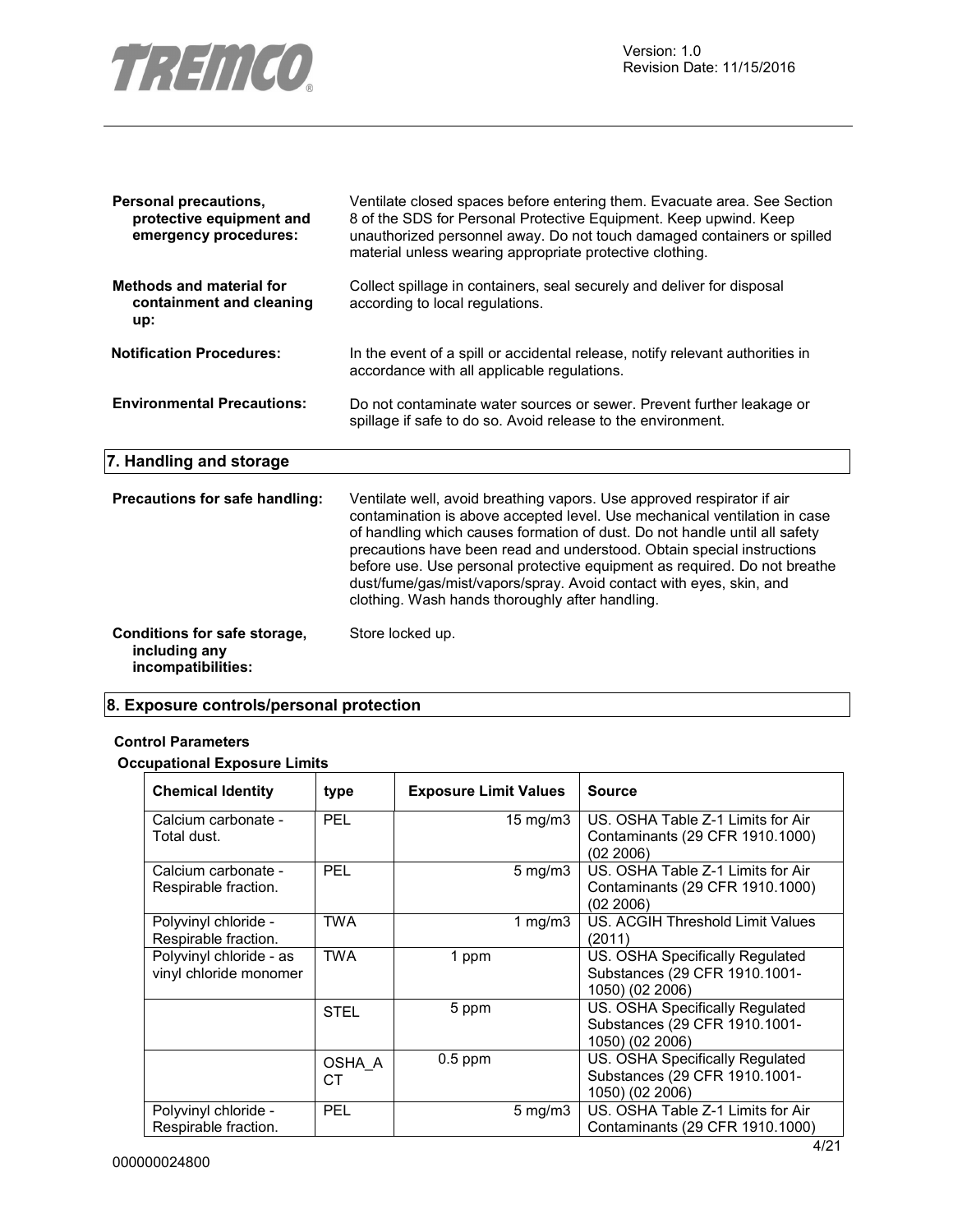**Personal precautions, protective equipment and emergency procedures:** Ventilate closed spaces before entering them. Evacuate area. See Section 8 of the SDS for Personal Protective Equipment. Keep upwind. Keep unauthorized personnel away. Do not touch damaged containers or spilled material unless wearing appropriate protective clothing.

**Methods and material for containment and cleaning up:** Collect spillage in containers, seal securely and deliver for disposal according to local regulations.

**Notification Procedures:** In the event of a spill or accidental release, notify relevant authorities in accordance with all applicable regulations.

**Environmental Precautions:** Do not contaminate water sources or sewer. Prevent further leakage or spillage if safe to do so. Avoid release to the environment.

## 7. Handling and storage

**Precautions for safe handling:** Ventilate well, avoid breathing vapors. Use approved respirator if air contamination is above accepted level. Use mechanical ventilation in case of handling which causes formation of dust. Do not handle until all safety precautions have been read and understood. Obtain special instructions before use. Use personal protective equipment as required. Do not breathe dust/fume/gas/mist/vapors/spray. Avoid contact with eyes, skin, and clothing. Wash hands thoroughly after handling.

**Conditions for safe storage, including any incompatibilities:** Store locked up.

## 8. Exposure controls/personal protection

**Control Parameters**

**Occupational Exposure Limits**

| Chemical Identity | type | Exposure Limit Values | Source |
|---|---|---|---|
| Calcium carbonate - Total dust. | PEL | 15 mg/m3 | US. OSHA Table Z-1 Limits for Air Contaminants (29 CFR 1910.1000) (02 2006) |
| Calcium carbonate - Respirable fraction. | PEL | 5 mg/m3 | US. OSHA Table Z-1 Limits for Air Contaminants (29 CFR 1910.1000) (02 2006) |
| Polyvinyl chloride - Respirable fraction. | TWA | 1 mg/m3 | US. ACGIH Threshold Limit Values (2011) |
| Polyvinyl chloride - as vinyl chloride monomer | TWA | 1 ppm | US. OSHA Specifically Regulated Substances (29 CFR 1910.1001-1050) (02 2006) |
| | STEL | 5 ppm | US. OSHA Specifically Regulated Substances (29 CFR 1910.1001-1050) (02 2006) |
| | OSHA_ACT | 0.5 ppm | US. OSHA Specifically Regulated Substances (29 CFR 1910.1001-1050) (02 2006) |
| Polyvinyl chloride - Respirable fraction. | PEL | 5 mg/m3 | US. OSHA Table Z-1 Limits for Air Contaminants (29 CFR 1910.1000) |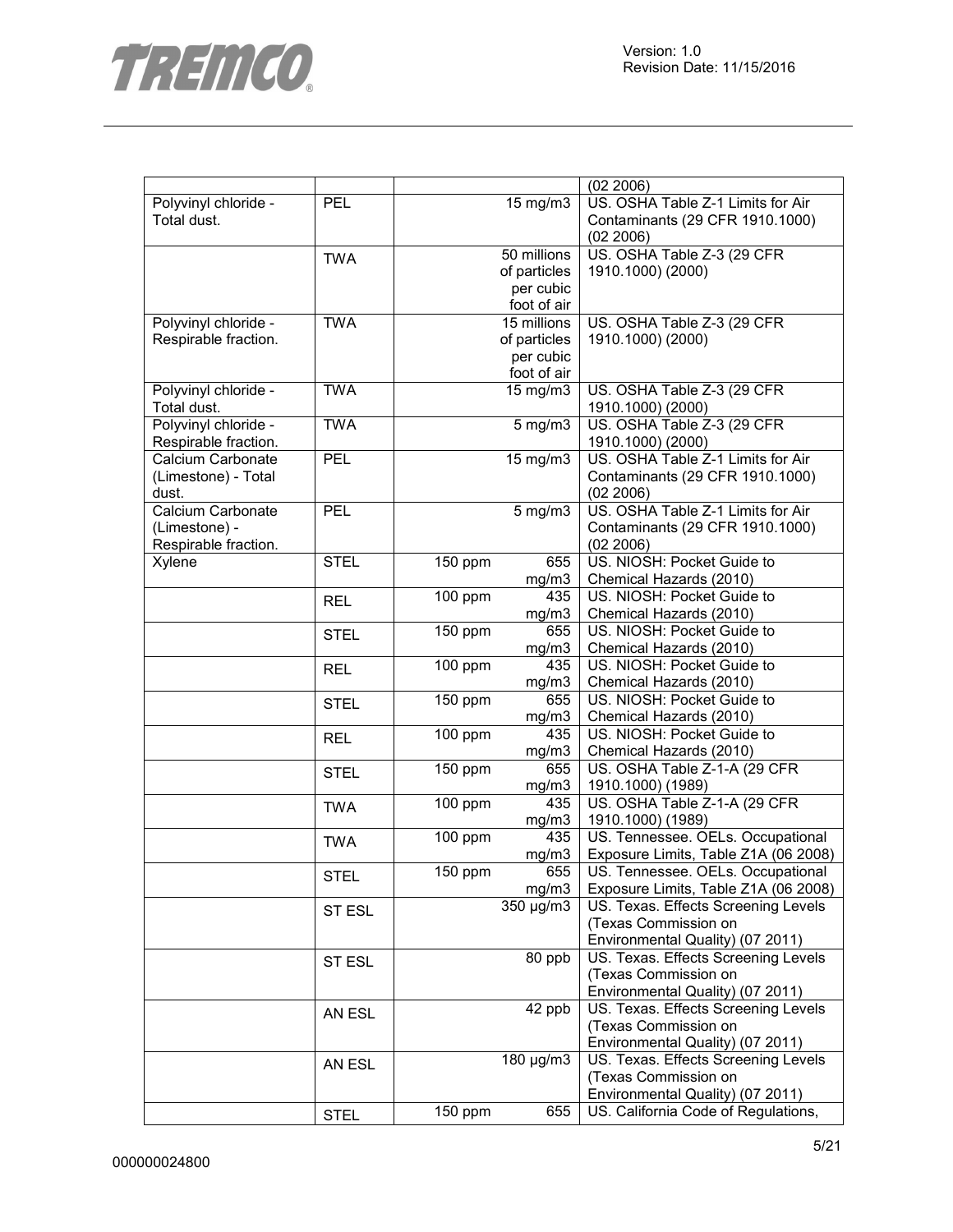| | | | | |
|---|---|---|---|---|
| | | | | (02 2006) |
| Polyvinyl chloride - Total dust. | PEL | | 15 mg/m3 | US. OSHA Table Z-1 Limits for Air Contaminants (29 CFR 1910.1000) (02 2006) |
| | TWA | | 50 millions of particles per cubic foot of air | US. OSHA Table Z-3 (29 CFR 1910.1000) (2000) |
| Polyvinyl chloride - Respirable fraction. | TWA | | 15 millions of particles per cubic foot of air | US. OSHA Table Z-3 (29 CFR 1910.1000) (2000) |
| Polyvinyl chloride - Total dust. | TWA | | 15 mg/m3 | US. OSHA Table Z-3 (29 CFR 1910.1000) (2000) |
| Polyvinyl chloride - Respirable fraction. | TWA | | 5 mg/m3 | US. OSHA Table Z-3 (29 CFR 1910.1000) (2000) |
| Calcium Carbonate (Limestone) - Total dust. | PEL | | 15 mg/m3 | US. OSHA Table Z-1 Limits for Air Contaminants (29 CFR 1910.1000) (02 2006) |
| Calcium Carbonate (Limestone) - Respirable fraction. | PEL | | 5 mg/m3 | US. OSHA Table Z-1 Limits for Air Contaminants (29 CFR 1910.1000) (02 2006) |
| Xylene | STEL | 150 ppm | 655 mg/m3 | US. NIOSH: Pocket Guide to Chemical Hazards (2010) |
| | REL | 100 ppm | 435 mg/m3 | US. NIOSH: Pocket Guide to Chemical Hazards (2010) |
| | STEL | 150 ppm | 655 mg/m3 | US. NIOSH: Pocket Guide to Chemical Hazards (2010) |
| | REL | 100 ppm | 435 mg/m3 | US. NIOSH: Pocket Guide to Chemical Hazards (2010) |
| | STEL | 150 ppm | 655 mg/m3 | US. NIOSH: Pocket Guide to Chemical Hazards (2010) |
| | REL | 100 ppm | 435 mg/m3 | US. NIOSH: Pocket Guide to Chemical Hazards (2010) |
| | STEL | 150 ppm | 655 mg/m3 | US. OSHA Table Z-1-A (29 CFR 1910.1000) (1989) |
| | TWA | 100 ppm | 435 mg/m3 | US. OSHA Table Z-1-A (29 CFR 1910.1000) (1989) |
| | TWA | 100 ppm | 435 mg/m3 | US. Tennessee. OELs. Occupational Exposure Limits, Table Z1A (06 2008) |
| | STEL | 150 ppm | 655 mg/m3 | US. Tennessee. OELs. Occupational Exposure Limits, Table Z1A (06 2008) |
| | ST ESL | | 350 µg/m3 | US. Texas. Effects Screening Levels (Texas Commission on Environmental Quality) (07 2011) |
| | ST ESL | | 80 ppb | US. Texas. Effects Screening Levels (Texas Commission on Environmental Quality) (07 2011) |
| | AN ESL | | 42 ppb | US. Texas. Effects Screening Levels (Texas Commission on Environmental Quality) (07 2011) |
| | AN ESL | | 180 µg/m3 | US. Texas. Effects Screening Levels (Texas Commission on Environmental Quality) (07 2011) |
| | STEL | 150 ppm | 655 | US. California Code of Regulations, |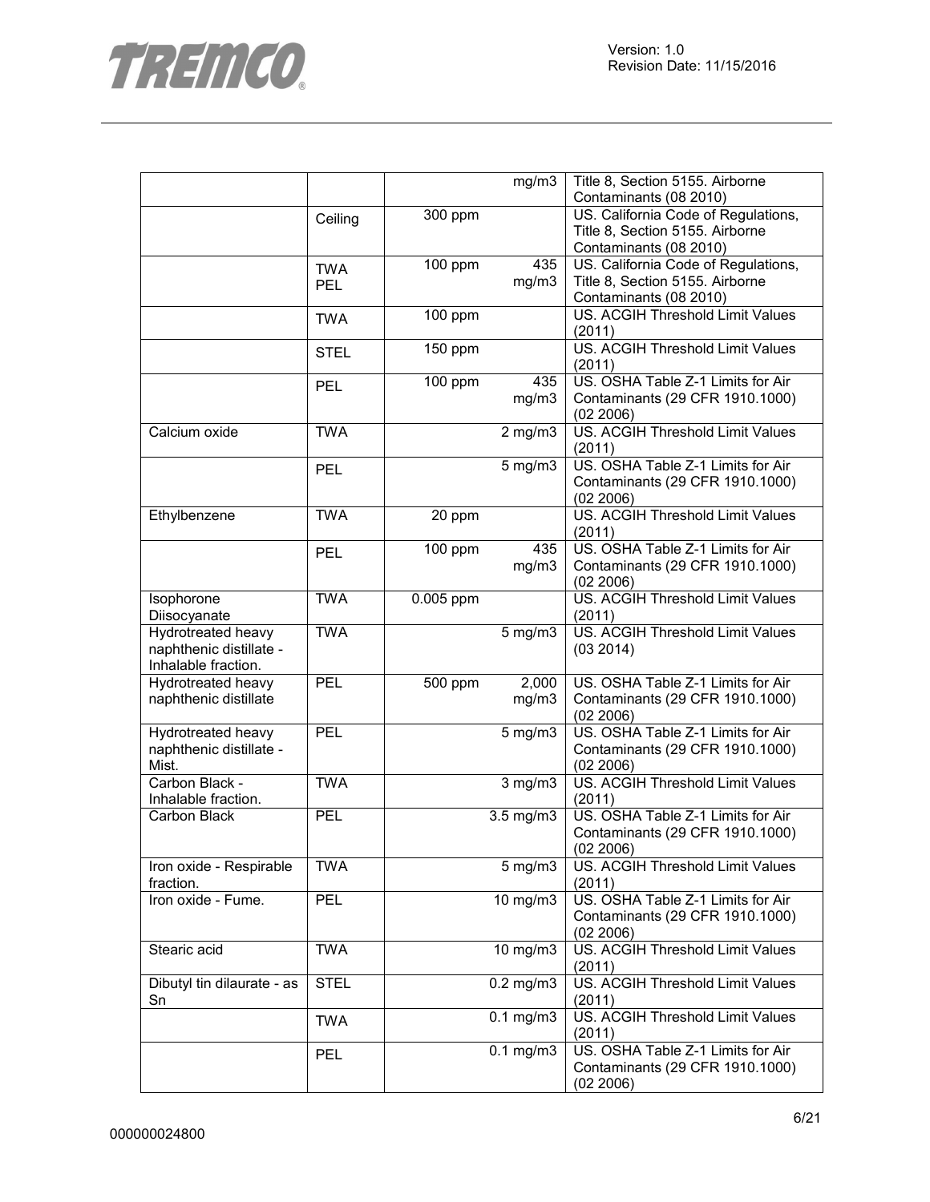| | | | | |
|---|---|---|---|---|
| | | | mg/m3 | Title 8, Section 5155. Airborne Contaminants (08 2010) |
| | Ceiling | 300 ppm | | US. California Code of Regulations, Title 8, Section 5155. Airborne Contaminants (08 2010) |
| | TWA PEL | 100 ppm | 435 mg/m3 | US. California Code of Regulations, Title 8, Section 5155. Airborne Contaminants (08 2010) |
| | TWA | 100 ppm | | US. ACGIH Threshold Limit Values (2011) |
| | STEL | 150 ppm | | US. ACGIH Threshold Limit Values (2011) |
| | PEL | 100 ppm | 435 mg/m3 | US. OSHA Table Z-1 Limits for Air Contaminants (29 CFR 1910.1000) (02 2006) |
| Calcium oxide | TWA | | 2 mg/m3 | US. ACGIH Threshold Limit Values (2011) |
| | PEL | | 5 mg/m3 | US. OSHA Table Z-1 Limits for Air Contaminants (29 CFR 1910.1000) (02 2006) |
| Ethylbenzene | TWA | 20 ppm | | US. ACGIH Threshold Limit Values (2011) |
| | PEL | 100 ppm | 435 mg/m3 | US. OSHA Table Z-1 Limits for Air Contaminants (29 CFR 1910.1000) (02 2006) |
| Isophorone Diisocyanate | TWA | 0.005 ppm | | US. ACGIH Threshold Limit Values (2011) |
| Hydrotreated heavy naphthenic distillate - Inhalable fraction. | TWA | | 5 mg/m3 | US. ACGIH Threshold Limit Values (03 2014) |
| Hydrotreated heavy naphthenic distillate | PEL | 500 ppm | 2,000 mg/m3 | US. OSHA Table Z-1 Limits for Air Contaminants (29 CFR 1910.1000) (02 2006) |
| Hydrotreated heavy naphthenic distillate - Mist. | PEL | | 5 mg/m3 | US. OSHA Table Z-1 Limits for Air Contaminants (29 CFR 1910.1000) (02 2006) |
| Carbon Black - Inhalable fraction. | TWA | | 3 mg/m3 | US. ACGIH Threshold Limit Values (2011) |
| Carbon Black | PEL | | 3.5 mg/m3 | US. OSHA Table Z-1 Limits for Air Contaminants (29 CFR 1910.1000) (02 2006) |
| Iron oxide - Respirable fraction. | TWA | | 5 mg/m3 | US. ACGIH Threshold Limit Values (2011) |
| Iron oxide - Fume. | PEL | | 10 mg/m3 | US. OSHA Table Z-1 Limits for Air Contaminants (29 CFR 1910.1000) (02 2006) |
| Stearic acid | TWA | | 10 mg/m3 | US. ACGIH Threshold Limit Values (2011) |
| Dibutyl tin dilaurate - as Sn | STEL | | 0.2 mg/m3 | US. ACGIH Threshold Limit Values (2011) |
| | TWA | | 0.1 mg/m3 | US. ACGIH Threshold Limit Values (2011) |
| | PEL | | 0.1 mg/m3 | US. OSHA Table Z-1 Limits for Air Contaminants (29 CFR 1910.1000) (02 2006) |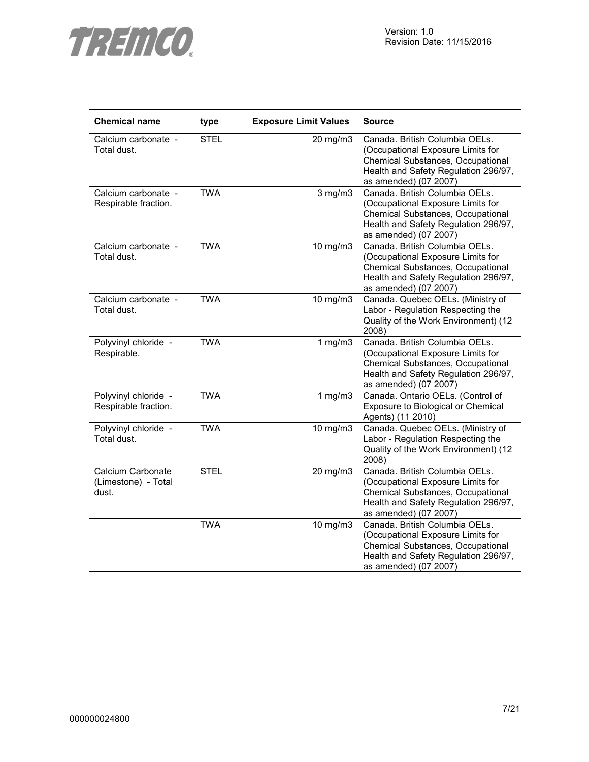| Chemical name | type | Exposure Limit Values | Source |
|---|---|---|---|
| Calcium carbonate - Total dust. | STEL | 20 mg/m3 | Canada. British Columbia OELs. (Occupational Exposure Limits for Chemical Substances, Occupational Health and Safety Regulation 296/97, as amended) (07 2007) |
| Calcium carbonate - Respirable fraction. | TWA | 3 mg/m3 | Canada. British Columbia OELs. (Occupational Exposure Limits for Chemical Substances, Occupational Health and Safety Regulation 296/97, as amended) (07 2007) |
| Calcium carbonate - Total dust. | TWA | 10 mg/m3 | Canada. British Columbia OELs. (Occupational Exposure Limits for Chemical Substances, Occupational Health and Safety Regulation 296/97, as amended) (07 2007) |
| Calcium carbonate - Total dust. | TWA | 10 mg/m3 | Canada. Quebec OELs. (Ministry of Labor - Regulation Respecting the Quality of the Work Environment) (12 2008) |
| Polyvinyl chloride - Respirable. | TWA | 1 mg/m3 | Canada. British Columbia OELs. (Occupational Exposure Limits for Chemical Substances, Occupational Health and Safety Regulation 296/97, as amended) (07 2007) |
| Polyvinyl chloride - Respirable fraction. | TWA | 1 mg/m3 | Canada. Ontario OELs. (Control of Exposure to Biological or Chemical Agents) (11 2010) |
| Polyvinyl chloride - Total dust. | TWA | 10 mg/m3 | Canada. Quebec OELs. (Ministry of Labor - Regulation Respecting the Quality of the Work Environment) (12 2008) |
| Calcium Carbonate (Limestone) - Total dust. | STEL | 20 mg/m3 | Canada. British Columbia OELs. (Occupational Exposure Limits for Chemical Substances, Occupational Health and Safety Regulation 296/97, as amended) (07 2007) |
| | TWA | 10 mg/m3 | Canada. British Columbia OELs. (Occupational Exposure Limits for Chemical Substances, Occupational Health and Safety Regulation 296/97, as amended) (07 2007) |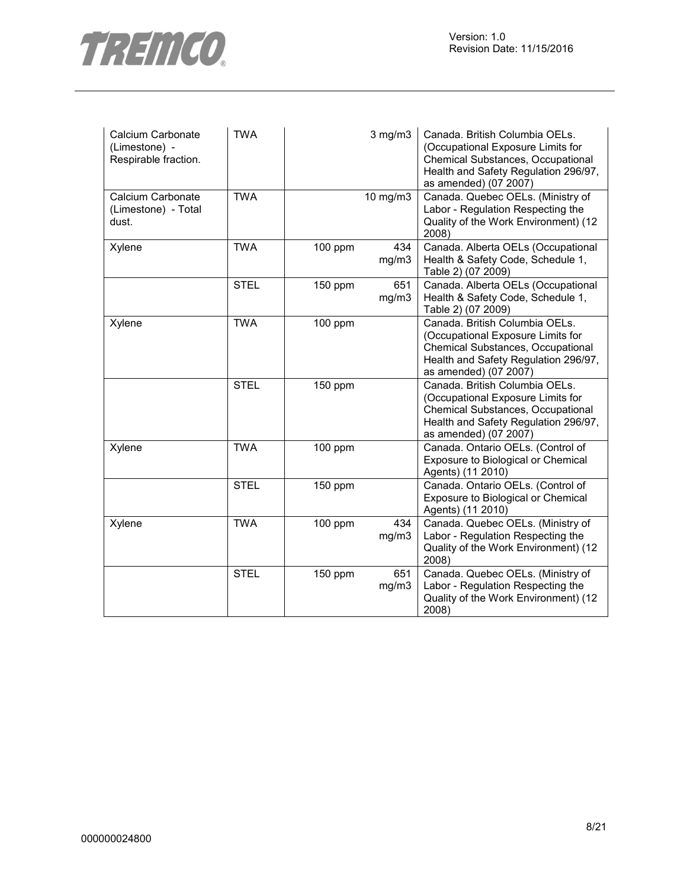| Calcium Carbonate (Limestone) - Respirable fraction. | TWA | | 3 mg/m3 | Canada. British Columbia OELs. (Occupational Exposure Limits for Chemical Substances, Occupational Health and Safety Regulation 296/97, as amended) (07 2007) |
|---|---|---|---|---|
| Calcium Carbonate (Limestone) - Total dust. | TWA | | 10 mg/m3 | Canada. Quebec OELs. (Ministry of Labor - Regulation Respecting the Quality of the Work Environment) (12 2008) |
| Xylene | TWA | 100 ppm | 434 mg/m3 | Canada. Alberta OELs (Occupational Health & Safety Code, Schedule 1, Table 2) (07 2009) |
| | STEL | 150 ppm | 651 mg/m3 | Canada. Alberta OELs (Occupational Health & Safety Code, Schedule 1, Table 2) (07 2009) |
| Xylene | TWA | 100 ppm | | Canada. British Columbia OELs. (Occupational Exposure Limits for Chemical Substances, Occupational Health and Safety Regulation 296/97, as amended) (07 2007) |
| | STEL | 150 ppm | | Canada. British Columbia OELs. (Occupational Exposure Limits for Chemical Substances, Occupational Health and Safety Regulation 296/97, as amended) (07 2007) |
| Xylene | TWA | 100 ppm | | Canada. Ontario OELs. (Control of Exposure to Biological or Chemical Agents) (11 2010) |
| | STEL | 150 ppm | | Canada. Ontario OELs. (Control of Exposure to Biological or Chemical Agents) (11 2010) |
| Xylene | TWA | 100 ppm | 434 mg/m3 | Canada. Quebec OELs. (Ministry of Labor - Regulation Respecting the Quality of the Work Environment) (12 2008) |
| | STEL | 150 ppm | 651 mg/m3 | Canada. Quebec OELs. (Ministry of Labor - Regulation Respecting the Quality of the Work Environment) (12 2008) |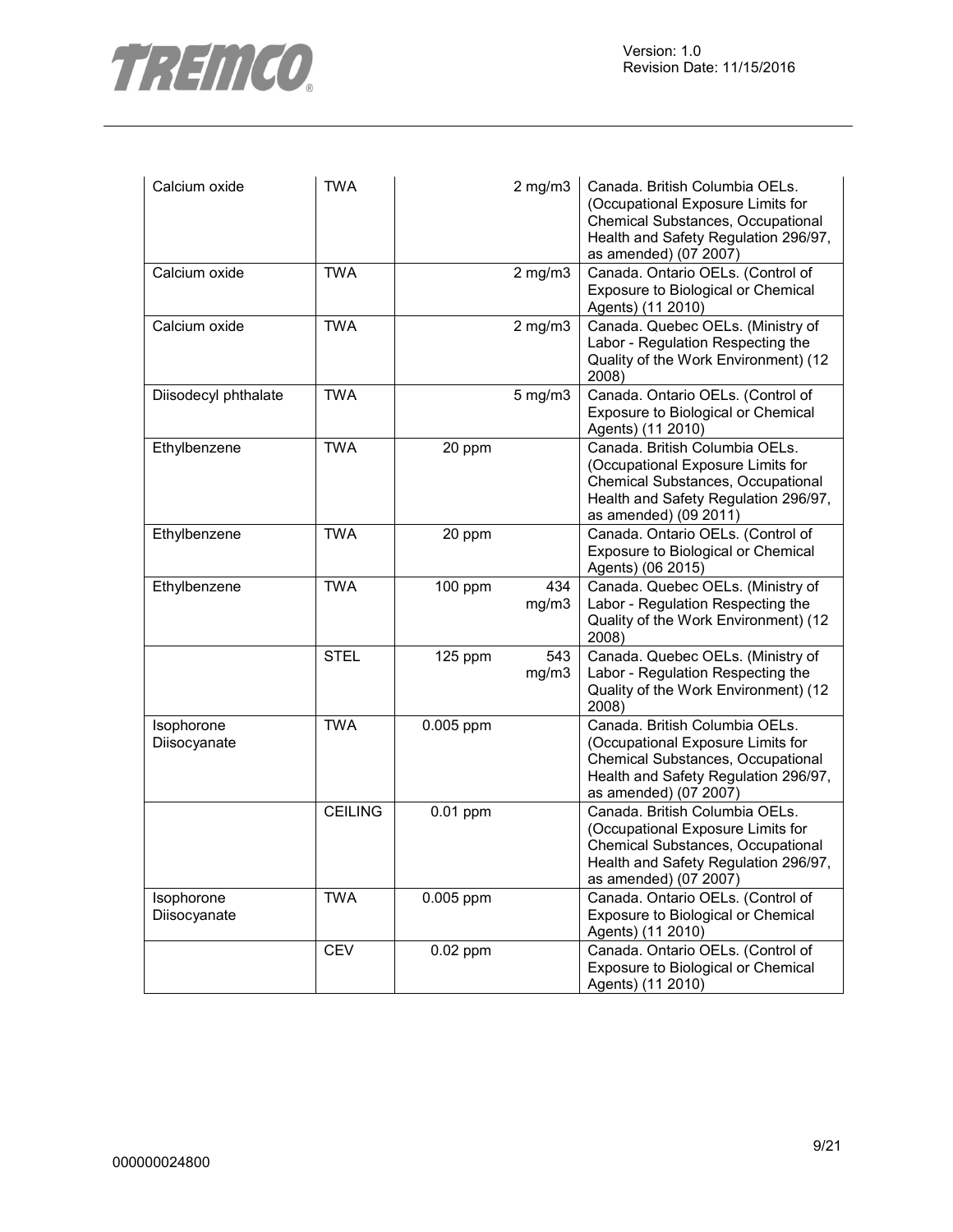| | | | | |
|---|---|---|---|---|
| Calcium oxide | TWA | | 2 mg/m3 | Canada. British Columbia OELs. (Occupational Exposure Limits for Chemical Substances, Occupational Health and Safety Regulation 296/97, as amended) (07 2007) |
| Calcium oxide | TWA | | 2 mg/m3 | Canada. Ontario OELs. (Control of Exposure to Biological or Chemical Agents) (11 2010) |
| Calcium oxide | TWA | | 2 mg/m3 | Canada. Quebec OELs. (Ministry of Labor - Regulation Respecting the Quality of the Work Environment) (12 2008) |
| Diisodecyl phthalate | TWA | | 5 mg/m3 | Canada. Ontario OELs. (Control of Exposure to Biological or Chemical Agents) (11 2010) |
| Ethylbenzene | TWA | 20 ppm | | Canada. British Columbia OELs. (Occupational Exposure Limits for Chemical Substances, Occupational Health and Safety Regulation 296/97, as amended) (09 2011) |
| Ethylbenzene | TWA | 20 ppm | | Canada. Ontario OELs. (Control of Exposure to Biological or Chemical Agents) (06 2015) |
| Ethylbenzene | TWA | 100 ppm | 434 mg/m3 | Canada. Quebec OELs. (Ministry of Labor - Regulation Respecting the Quality of the Work Environment) (12 2008) |
| | STEL | 125 ppm | 543 mg/m3 | Canada. Quebec OELs. (Ministry of Labor - Regulation Respecting the Quality of the Work Environment) (12 2008) |
| Isophorone Diisocyanate | TWA | 0.005 ppm | | Canada. British Columbia OELs. (Occupational Exposure Limits for Chemical Substances, Occupational Health and Safety Regulation 296/97, as amended) (07 2007) |
| | CEILING | 0.01 ppm | | Canada. British Columbia OELs. (Occupational Exposure Limits for Chemical Substances, Occupational Health and Safety Regulation 296/97, as amended) (07 2007) |
| Isophorone Diisocyanate | TWA | 0.005 ppm | | Canada. Ontario OELs. (Control of Exposure to Biological or Chemical Agents) (11 2010) |
| | CEV | 0.02 ppm | | Canada. Ontario OELs. (Control of Exposure to Biological or Chemical Agents) (11 2010) |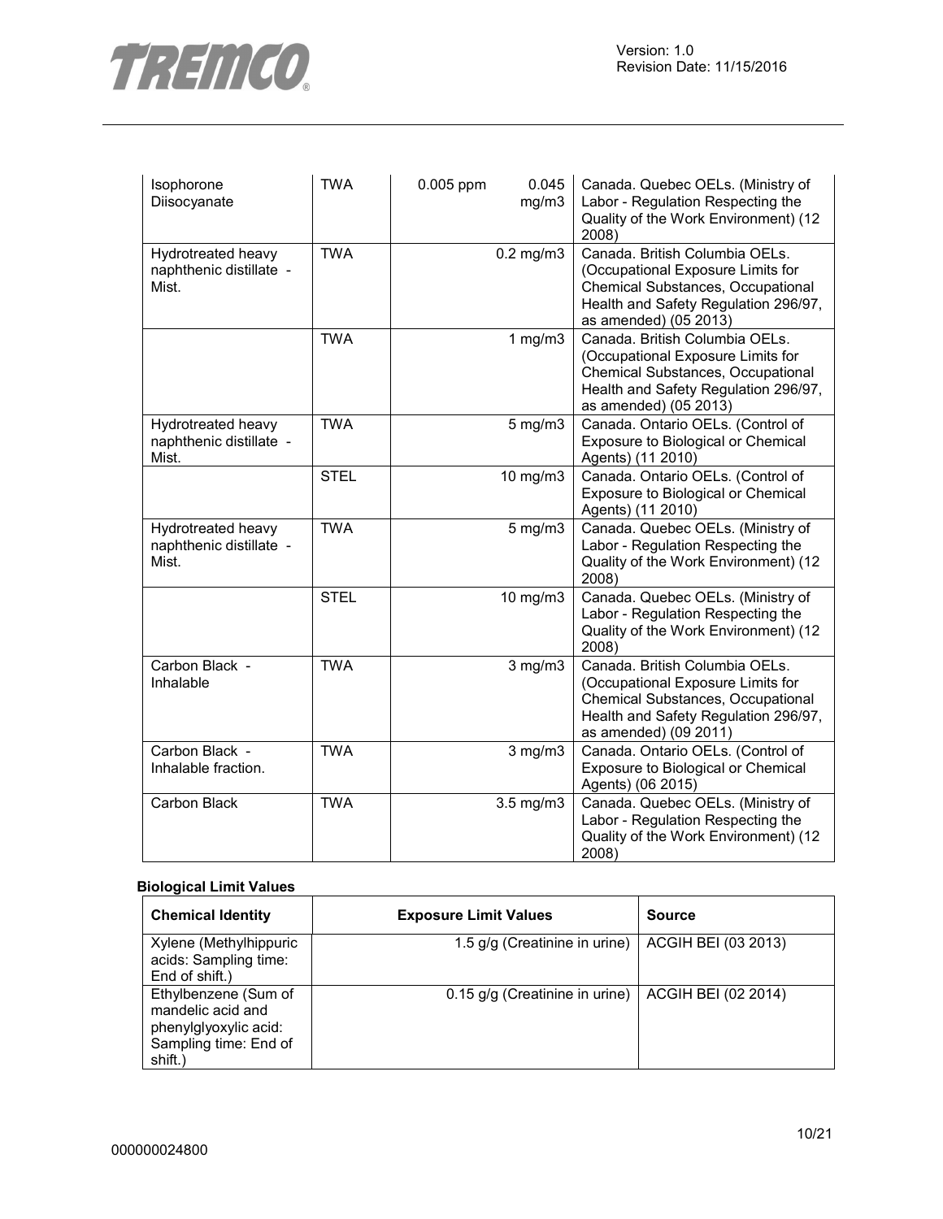| Isophorone Diisocyanate | TWA | 0.005 ppm | 0.045 mg/m3 | Canada. Quebec OELs. (Ministry of Labor - Regulation Respecting the Quality of the Work Environment) (12 2008) |
|---|---|---|---|---|
| Hydrotreated heavy naphthenic distillate - Mist. | TWA | | 0.2 mg/m3 | Canada. British Columbia OELs. (Occupational Exposure Limits for Chemical Substances, Occupational Health and Safety Regulation 296/97, as amended) (05 2013) |
| | TWA | | 1 mg/m3 | Canada. British Columbia OELs. (Occupational Exposure Limits for Chemical Substances, Occupational Health and Safety Regulation 296/97, as amended) (05 2013) |
| Hydrotreated heavy naphthenic distillate - Mist. | TWA | | 5 mg/m3 | Canada. Ontario OELs. (Control of Exposure to Biological or Chemical Agents) (11 2010) |
| | STEL | | 10 mg/m3 | Canada. Ontario OELs. (Control of Exposure to Biological or Chemical Agents) (11 2010) |
| Hydrotreated heavy naphthenic distillate - Mist. | TWA | | 5 mg/m3 | Canada. Quebec OELs. (Ministry of Labor - Regulation Respecting the Quality of the Work Environment) (12 2008) |
| | STEL | | 10 mg/m3 | Canada. Quebec OELs. (Ministry of Labor - Regulation Respecting the Quality of the Work Environment) (12 2008) |
| Carbon Black - Inhalable | TWA | | 3 mg/m3 | Canada. British Columbia OELs. (Occupational Exposure Limits for Chemical Substances, Occupational Health and Safety Regulation 296/97, as amended) (09 2011) |
| Carbon Black - Inhalable fraction. | TWA | | 3 mg/m3 | Canada. Ontario OELs. (Control of Exposure to Biological or Chemical Agents) (06 2015) |
| Carbon Black | TWA | | 3.5 mg/m3 | Canada. Quebec OELs. (Ministry of Labor - Regulation Respecting the Quality of the Work Environment) (12 2008) |

**Biological Limit Values**

| Chemical Identity | Exposure Limit Values | Source |
|---|---|---|
| Xylene (Methylhippuric acids: Sampling time: End of shift.) | 1.5 g/g (Creatinine in urine) | ACGIH BEI (03 2013) |
| Ethylbenzene (Sum of mandelic acid and phenylglyoxylic acid: Sampling time: End of shift.) | 0.15 g/g (Creatinine in urine) | ACGIH BEI (02 2014) |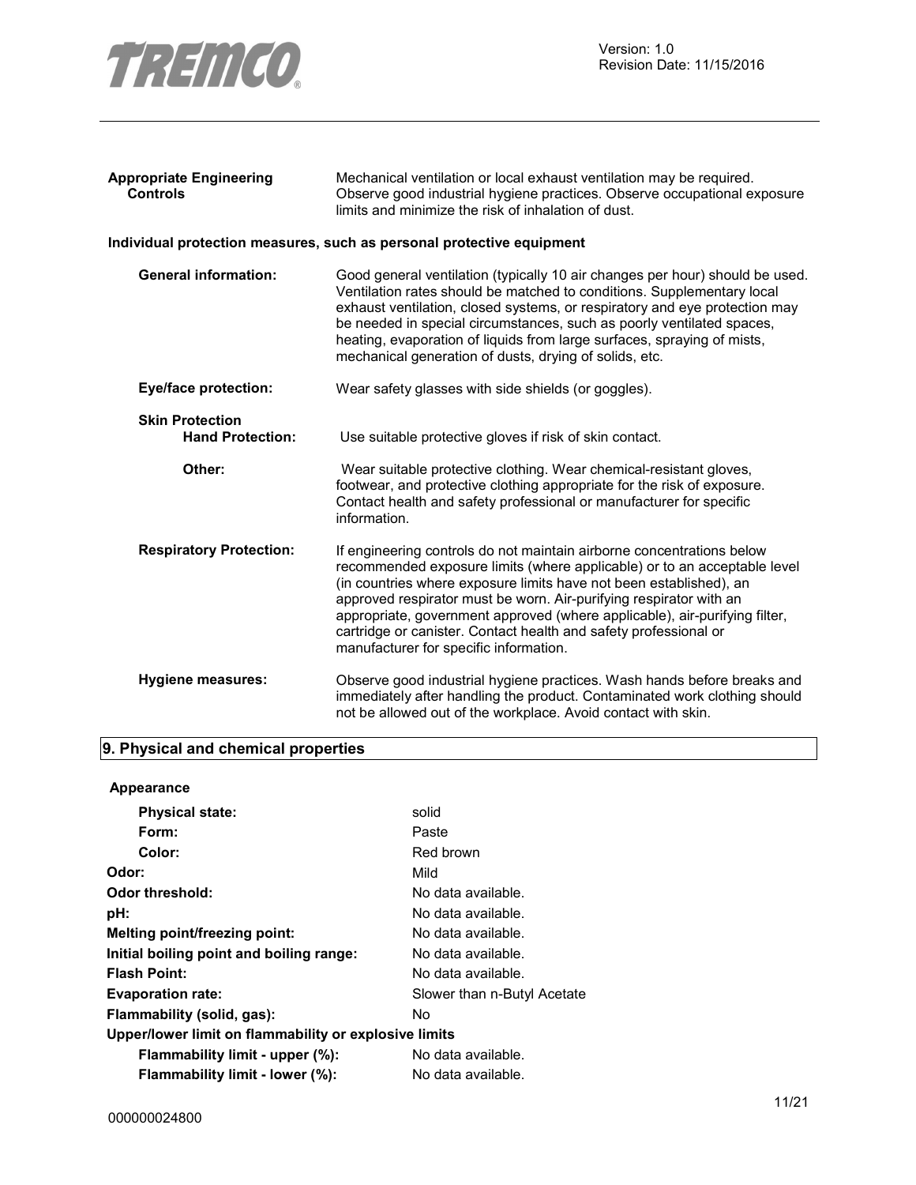| | |
|---|---|
| **Appropriate Engineering Controls** | Mechanical ventilation or local exhaust ventilation may be required. Observe good industrial hygiene practices. Observe occupational exposure limits and minimize the risk of inhalation of dust. |

**Individual protection measures, such as personal protective equipment**

| | |
|---|---|
| **General information:** | Good general ventilation (typically 10 air changes per hour) should be used. Ventilation rates should be matched to conditions. Supplementary local exhaust ventilation, closed systems, or respiratory and eye protection may be needed in special circumstances, such as poorly ventilated spaces, heating, evaporation of liquids from large surfaces, spraying of mists, mechanical generation of dusts, drying of solids, etc. |
| **Eye/face protection:** | Wear safety glasses with side shields (or goggles). |
| **Skin Protection** | |
| **Hand Protection:** | Use suitable protective gloves if risk of skin contact. |
| **Other:** | Wear suitable protective clothing. Wear chemical-resistant gloves, footwear, and protective clothing appropriate for the risk of exposure. Contact health and safety professional or manufacturer for specific information. |
| **Respiratory Protection:** | If engineering controls do not maintain airborne concentrations below recommended exposure limits (where applicable) or to an acceptable level (in countries where exposure limits have not been established), an approved respirator must be worn. Air-purifying respirator with an appropriate, government approved (where applicable), air-purifying filter, cartridge or canister. Contact health and safety professional or manufacturer for specific information. |
| **Hygiene measures:** | Observe good industrial hygiene practices. Wash hands before breaks and immediately after handling the product. Contaminated work clothing should not be allowed out of the workplace. Avoid contact with skin. |

## 9. Physical and chemical properties

**Appearance**

| | |
|---|---|
| **Physical state:** | solid |
| **Form:** | Paste |
| **Color:** | Red brown |
| **Odor:** | Mild |
| **Odor threshold:** | No data available. |
| **pH:** | No data available. |
| **Melting point/freezing point:** | No data available. |
| **Initial boiling point and boiling range:** | No data available. |
| **Flash Point:** | No data available. |
| **Evaporation rate:** | Slower than n-Butyl Acetate |
| **Flammability (solid, gas):** | No |
| **Upper/lower limit on flammability or explosive limits** | |
| **Flammability limit - upper (%):** | No data available. |
| **Flammability limit - lower (%):** | No data available. |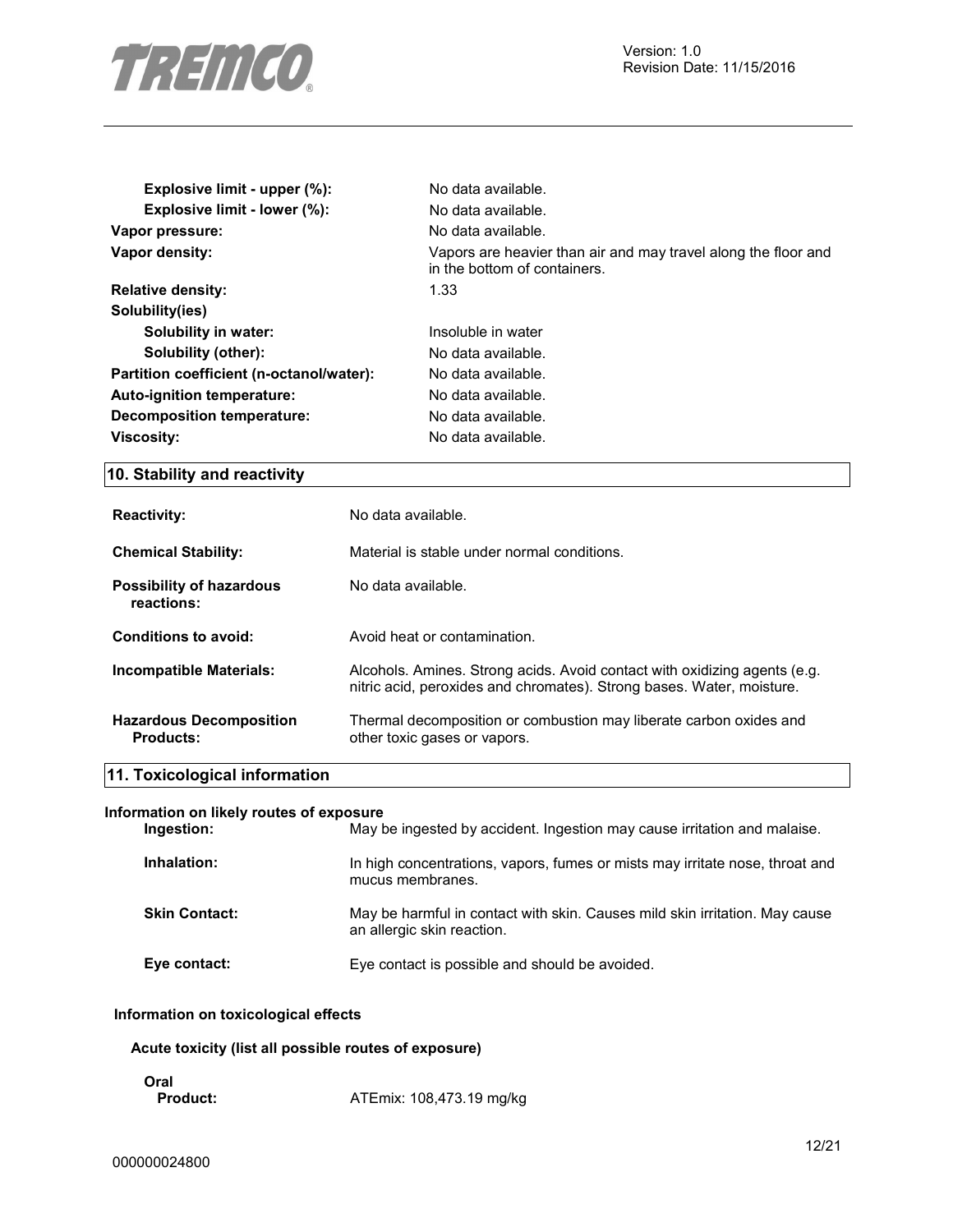| | |
|---|---|
| **Explosive limit - upper (%):** | No data available. |
| **Explosive limit - lower (%):** | No data available. |
| **Vapor pressure:** | No data available. |
| **Vapor density:** | Vapors are heavier than air and may travel along the floor and in the bottom of containers. |
| **Relative density:** | 1.33 |
| **Solubility(ies)** | |
| **Solubility in water:** | Insoluble in water |
| **Solubility (other):** | No data available. |
| **Partition coefficient (n-octanol/water):** | No data available. |
| **Auto-ignition temperature:** | No data available. |
| **Decomposition temperature:** | No data available. |
| **Viscosity:** | No data available. |

## 10. Stability and reactivity

**Reactivity:** No data available.

**Chemical Stability:** Material is stable under normal conditions.

**Possibility of hazardous reactions:** No data available.

**Conditions to avoid:** Avoid heat or contamination.

**Incompatible Materials:** Alcohols. Amines. Strong acids. Avoid contact with oxidizing agents (e.g. nitric acid, peroxides and chromates). Strong bases. Water, moisture.

**Hazardous Decomposition Products:** Thermal decomposition or combustion may liberate carbon oxides and other toxic gases or vapors.

## 11. Toxicological information

### Information on likely routes of exposure

**Ingestion:** May be ingested by accident. Ingestion may cause irritation and malaise.

**Inhalation:** In high concentrations, vapors, fumes or mists may irritate nose, throat and mucus membranes.

**Skin Contact:** May be harmful in contact with skin. Causes mild skin irritation. May cause an allergic skin reaction.

**Eye contact:** Eye contact is possible and should be avoided.

### Information on toxicological effects

**Acute toxicity (list all possible routes of exposure)**

**Oral**

**Product:** ATEmix: 108,473.19 mg/kg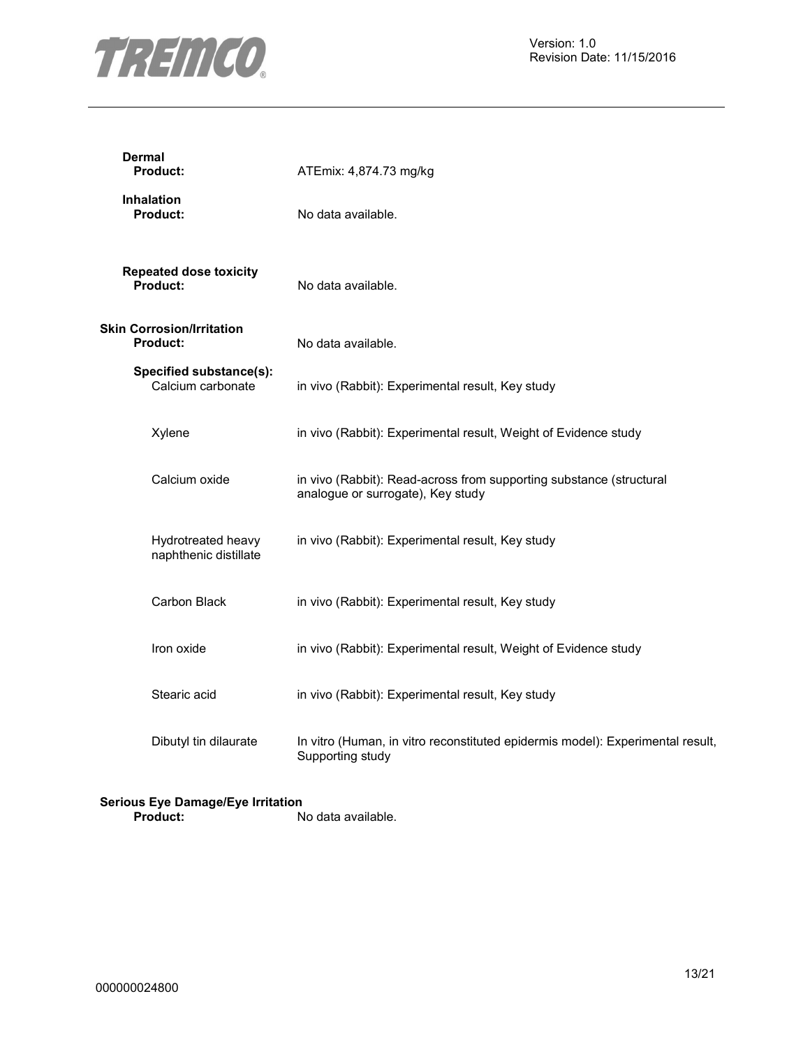**Dermal**

**Product:** ATEmix: 4,874.73 mg/kg

**Inhalation**

**Product:** No data available.

**Repeated dose toxicity**

**Product:** No data available.

**Skin Corrosion/Irritation**

**Product:** No data available.

**Specified substance(s):**

| | |
|---|---|
| Calcium carbonate | in vivo (Rabbit): Experimental result, Key study |
| Xylene | in vivo (Rabbit): Experimental result, Weight of Evidence study |
| Calcium oxide | in vivo (Rabbit): Read-across from supporting substance (structural analogue or surrogate), Key study |
| Hydrotreated heavy naphthenic distillate | in vivo (Rabbit): Experimental result, Key study |
| Carbon Black | in vivo (Rabbit): Experimental result, Key study |
| Iron oxide | in vivo (Rabbit): Experimental result, Weight of Evidence study |
| Stearic acid | in vivo (Rabbit): Experimental result, Key study |
| Dibutyl tin dilaurate | In vitro (Human, in vitro reconstituted epidermis model): Experimental result, Supporting study |

**Serious Eye Damage/Eye Irritation**

**Product:** No data available.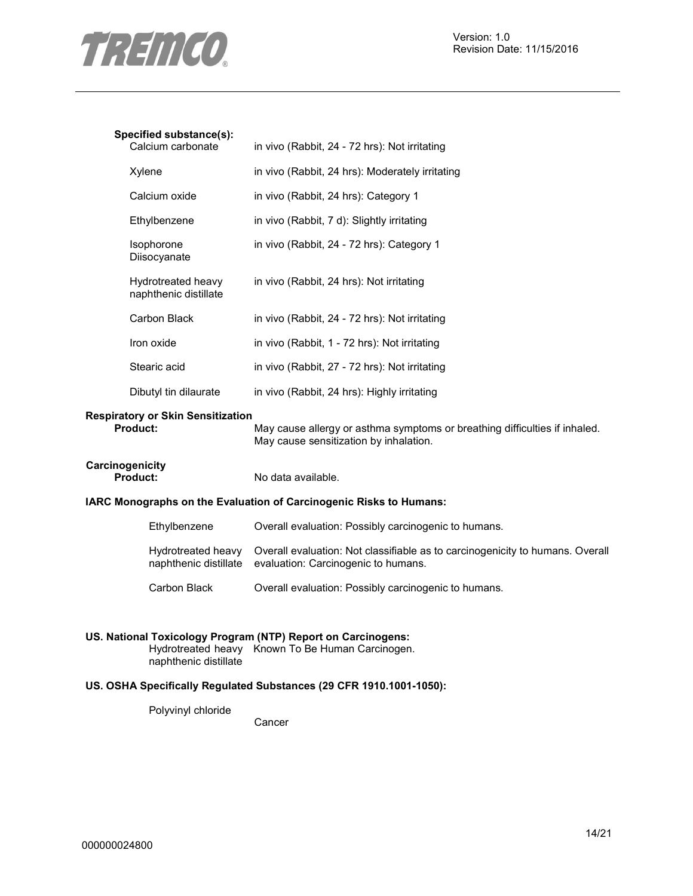**Specified substance(s):**

| | |
|---|---|
| Calcium carbonate | in vivo (Rabbit, 24 - 72 hrs): Not irritating |
| Xylene | in vivo (Rabbit, 24 hrs): Moderately irritating |
| Calcium oxide | in vivo (Rabbit, 24 hrs): Category 1 |
| Ethylbenzene | in vivo (Rabbit, 7 d): Slightly irritating |
| Isophorone Diisocyanate | in vivo (Rabbit, 24 - 72 hrs): Category 1 |
| Hydrotreated heavy naphthenic distillate | in vivo (Rabbit, 24 hrs): Not irritating |
| Carbon Black | in vivo (Rabbit, 24 - 72 hrs): Not irritating |
| Iron oxide | in vivo (Rabbit, 1 - 72 hrs): Not irritating |
| Stearic acid | in vivo (Rabbit, 27 - 72 hrs): Not irritating |
| Dibutyl tin dilaurate | in vivo (Rabbit, 24 hrs): Highly irritating |

**Respiratory or Skin Sensitization**

**Product:** May cause allergy or asthma symptoms or breathing difficulties if inhaled. May cause sensitization by inhalation.

**Carcinogenicity**

**Product:** No data available.

**IARC Monographs on the Evaluation of Carcinogenic Risks to Humans:**

| | |
|---|---|
| Ethylbenzene | Overall evaluation: Possibly carcinogenic to humans. |
| Hydrotreated heavy naphthenic distillate | Overall evaluation: Not classifiable as to carcinogenicity to humans. Overall evaluation: Carcinogenic to humans. |
| Carbon Black | Overall evaluation: Possibly carcinogenic to humans. |

**US. National Toxicology Program (NTP) Report on Carcinogens:**

| | |
|---|---|
| Hydrotreated heavy naphthenic distillate | Known To Be Human Carcinogen. |

**US. OSHA Specifically Regulated Substances (29 CFR 1910.1001-1050):**

| | |
|---|---|
| Polyvinyl chloride | Cancer |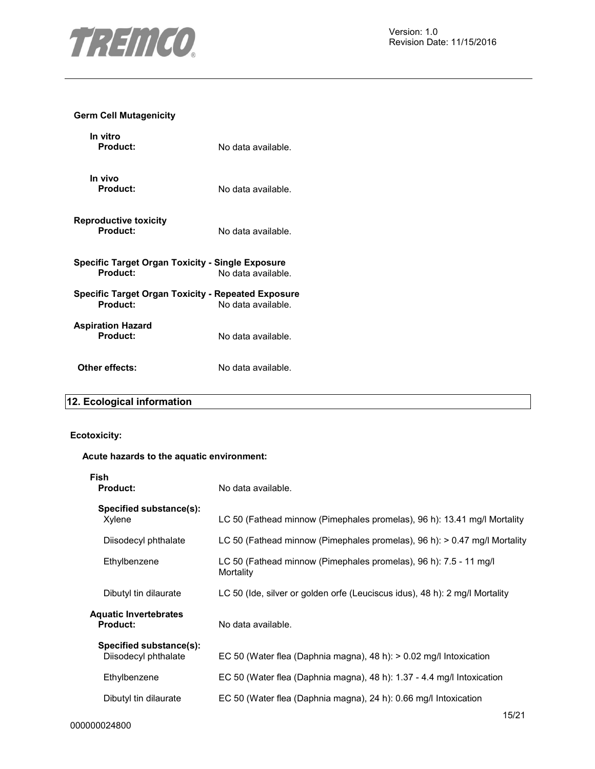**Germ Cell Mutagenicity**

**In vitro**

| | |
|---|---|
| **Product:** | No data available. |

**In vivo**

| | |
|---|---|
| **Product:** | No data available. |

**Reproductive toxicity**

| | |
|---|---|
| **Product:** | No data available. |

**Specific Target Organ Toxicity - Single Exposure**

| | |
|---|---|
| **Product:** | No data available. |

**Specific Target Organ Toxicity - Repeated Exposure**

| | |
|---|---|
| **Product:** | No data available. |

**Aspiration Hazard**

| | |
|---|---|
| **Product:** | No data available. |

| | |
|---|---|
| **Other effects:** | No data available. |

## 12. Ecological information

**Ecotoxicity:**

**Acute hazards to the aquatic environment:**

**Fish**

| | |
|---|---|
| **Product:** | No data available. |
| **Specified substance(s):** | |
| Xylene | LC 50 (Fathead minnow (Pimephales promelas), 96 h): 13.41 mg/l Mortality |
| Diisodecyl phthalate | LC 50 (Fathead minnow (Pimephales promelas), 96 h): > 0.47 mg/l Mortality |
| Ethylbenzene | LC 50 (Fathead minnow (Pimephales promelas), 96 h): 7.5 - 11 mg/l Mortality |
| Dibutyl tin dilaurate | LC 50 (Ide, silver or golden orfe (Leuciscus idus), 48 h): 2 mg/l Mortality |

**Aquatic Invertebrates**

| | |
|---|---|
| **Product:** | No data available. |
| **Specified substance(s):** | |
| Diisodecyl phthalate | EC 50 (Water flea (Daphnia magna), 48 h): > 0.02 mg/l Intoxication |
| Ethylbenzene | EC 50 (Water flea (Daphnia magna), 48 h): 1.37 - 4.4 mg/l Intoxication |
| Dibutyl tin dilaurate | EC 50 (Water flea (Daphnia magna), 24 h): 0.66 mg/l Intoxication |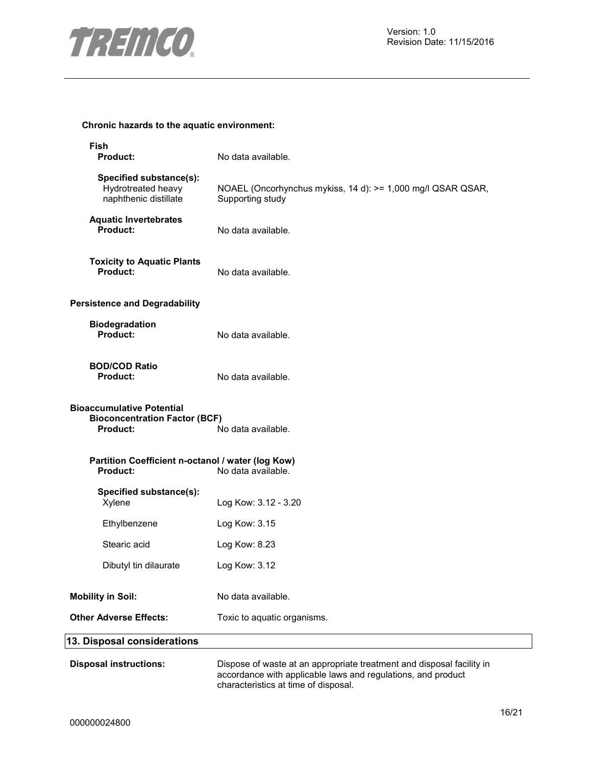**Chronic hazards to the aquatic environment:**

**Fish**

**Product:** No data available.

**Specified substance(s):**

| | |
|---|---|
| Hydrotreated heavy naphthenic distillate | NOAEL (Oncorhynchus mykiss, 14 d): >= 1,000 mg/l QSAR QSAR, Supporting study |

**Aquatic Invertebrates**

**Product:** No data available.

**Toxicity to Aquatic Plants**

**Product:** No data available.

**Persistence and Degradability**

**Biodegradation**

**Product:** No data available.

**BOD/COD Ratio**

**Product:** No data available.

**Bioaccumulative Potential**

**Bioconcentration Factor (BCF)**

**Product:** No data available.

**Partition Coefficient n-octanol / water (log Kow)**

**Product:** No data available.

**Specified substance(s):**

| | |
|---|---|
| Xylene | Log Kow: 3.12 - 3.20 |
| Ethylbenzene | Log Kow: 3.15 |
| Stearic acid | Log Kow: 8.23 |
| Dibutyl tin dilaurate | Log Kow: 3.12 |

**Mobility in Soil:** No data available.

**Other Adverse Effects:** Toxic to aquatic organisms.

## 13. Disposal considerations

**Disposal instructions:** Dispose of waste at an appropriate treatment and disposal facility in accordance with applicable laws and regulations, and product characteristics at time of disposal.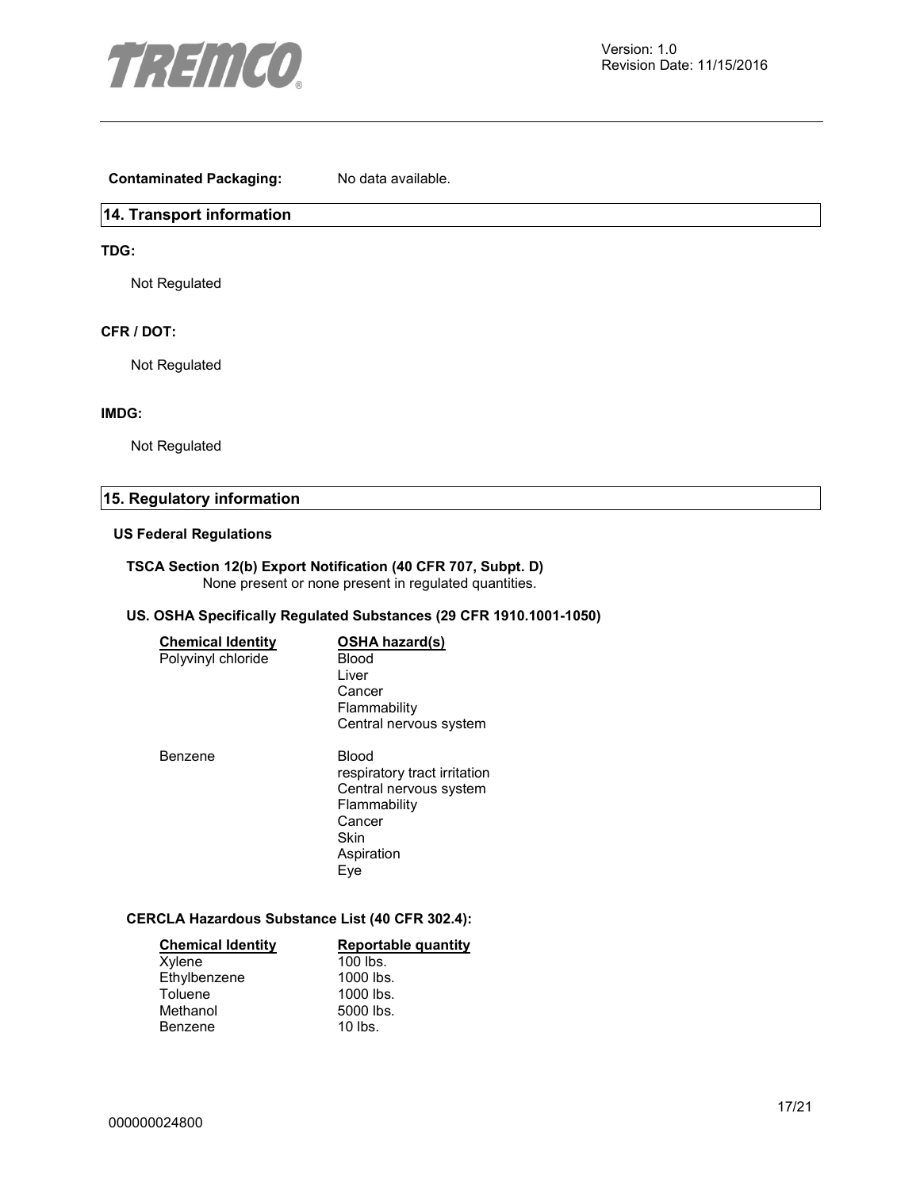**Contaminated Packaging:** No data available.

## 14. Transport information

**TDG:**

Not Regulated

**CFR / DOT:**

Not Regulated

**IMDG:**

Not Regulated

## 15. Regulatory information

### US Federal Regulations

**TSCA Section 12(b) Export Notification (40 CFR 707, Subpt. D)**
None present or none present in regulated quantities.

**US. OSHA Specifically Regulated Substances (29 CFR 1910.1001-1050)**

| Chemical Identity | OSHA hazard(s) |
| --- | --- |
| Polyvinyl chloride | Blood<br>Liver<br>Cancer<br>Flammability<br>Central nervous system |
| Benzene | Blood<br>respiratory tract irritation<br>Central nervous system<br>Flammability<br>Cancer<br>Skin<br>Aspiration<br>Eye |

**CERCLA Hazardous Substance List (40 CFR 302.4):**

| Chemical Identity | Reportable quantity |
| --- | --- |
| Xylene | 100 lbs. |
| Ethylbenzene | 1000 lbs. |
| Toluene | 1000 lbs. |
| Methanol | 5000 lbs. |
| Benzene | 10 lbs. |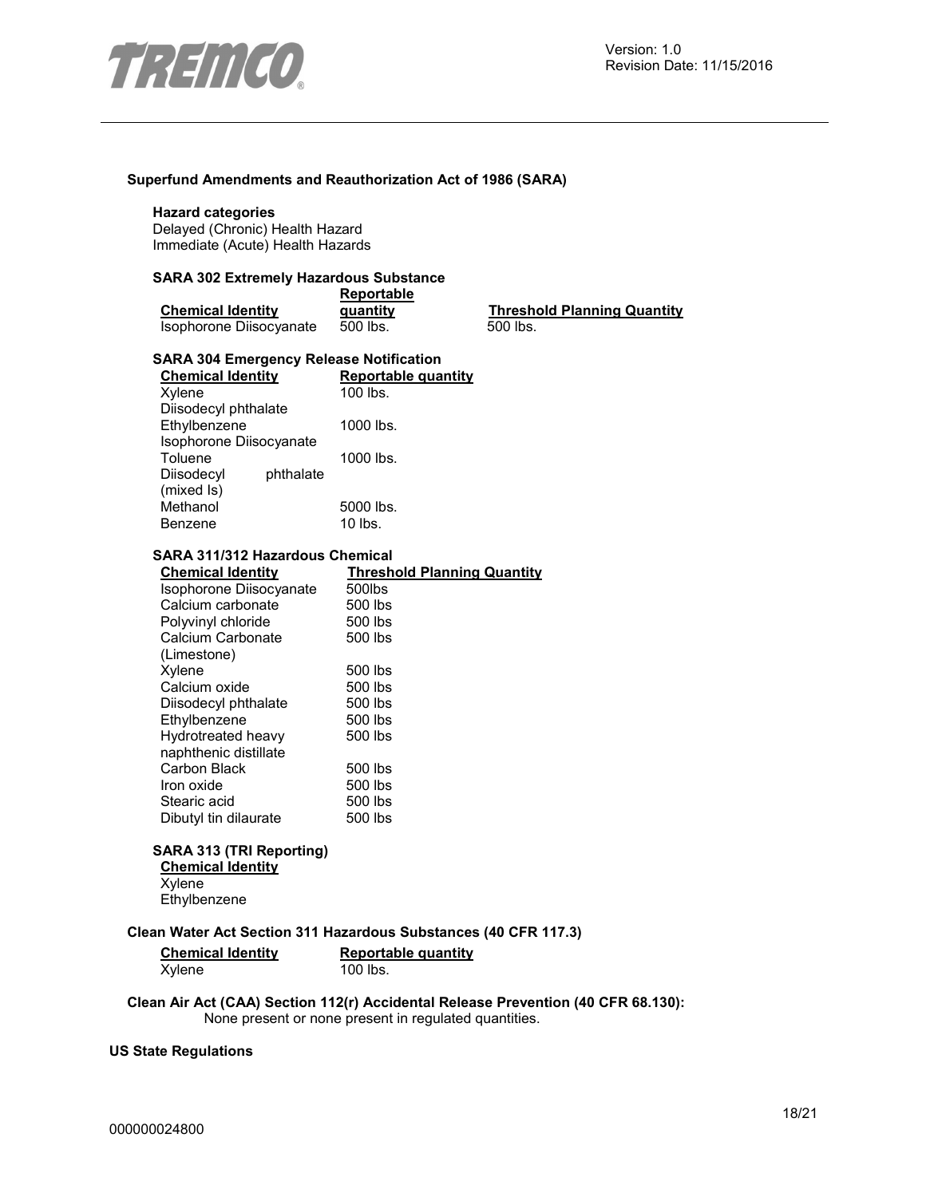### Superfund Amendments and Reauthorization Act of 1986 (SARA)

**Hazard categories**
Delayed (Chronic) Health Hazard
Immediate (Acute) Health Hazards

**SARA 302 Extremely Hazardous Substance**

| Chemical Identity | Reportable quantity | Threshold Planning Quantity |
|---|---|---|
| Isophorone Diisocyanate | 500 lbs. | 500 lbs. |

**SARA 304 Emergency Release Notification**

| Chemical Identity | Reportable quantity |
|---|---|
| Xylene | 100 lbs. |
| Diisodecyl phthalate | |
| Ethylbenzene | 1000 lbs. |
| Isophorone Diisocyanate | |
| Toluene | 1000 lbs. |
| Diisodecyl phthalate (mixed Is) | |
| Methanol | 5000 lbs. |
| Benzene | 10 lbs. |

**SARA 311/312 Hazardous Chemical**

| Chemical Identity | Threshold Planning Quantity |
|---|---|
| Isophorone Diisocyanate | 500lbs |
| Calcium carbonate | 500 lbs |
| Polyvinyl chloride | 500 lbs |
| Calcium Carbonate (Limestone) | 500 lbs |
| Xylene | 500 lbs |
| Calcium oxide | 500 lbs |
| Diisodecyl phthalate | 500 lbs |
| Ethylbenzene | 500 lbs |
| Hydrotreated heavy naphthenic distillate | 500 lbs |
| Carbon Black | 500 lbs |
| Iron oxide | 500 lbs |
| Stearic acid | 500 lbs |
| Dibutyl tin dilaurate | 500 lbs |

**SARA 313 (TRI Reporting)**

| Chemical Identity |
|---|
| Xylene |
| Ethylbenzene |

**Clean Water Act Section 311 Hazardous Substances (40 CFR 117.3)**

| Chemical Identity | Reportable quantity |
|---|---|
| Xylene | 100 lbs. |

**Clean Air Act (CAA) Section 112(r) Accidental Release Prevention (40 CFR 68.130):**
None present or none present in regulated quantities.

**US State Regulations**

000000024800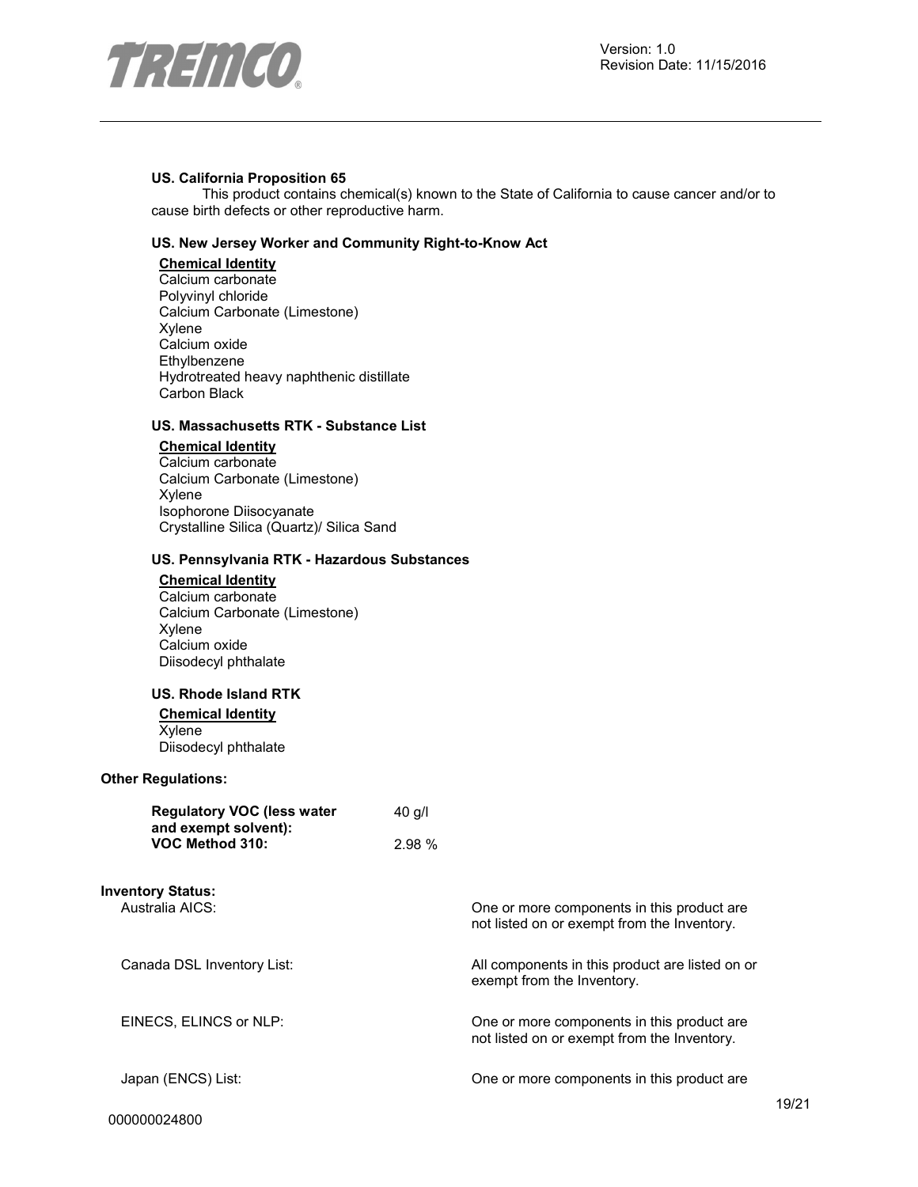**US. California Proposition 65**

This product contains chemical(s) known to the State of California to cause cancer and/or to cause birth defects or other reproductive harm.

**US. New Jersey Worker and Community Right-to-Know Act**

**Chemical Identity**

Calcium carbonate
Polyvinyl chloride
Calcium Carbonate (Limestone)
Xylene
Calcium oxide
Ethylbenzene
Hydrotreated heavy naphthenic distillate
Carbon Black

**US. Massachusetts RTK - Substance List**

**Chemical Identity**

Calcium carbonate
Calcium Carbonate (Limestone)
Xylene
Isophorone Diisocyanate
Crystalline Silica (Quartz)/ Silica Sand

**US. Pennsylvania RTK - Hazardous Substances**

**Chemical Identity**

Calcium carbonate
Calcium Carbonate (Limestone)
Xylene
Calcium oxide
Diisodecyl phthalate

**US. Rhode Island RTK**

**Chemical Identity**

Xylene
Diisodecyl phthalate

**Other Regulations:**

| | |
|---|---|
| **Regulatory VOC (less water and exempt solvent):** | 40 g/l |
| **VOC Method 310:** | 2.98 % |

**Inventory Status:**

| | |
|---|---|
| Australia AICS: | One or more components in this product are not listed on or exempt from the Inventory. |
| Canada DSL Inventory List: | All components in this product are listed on or exempt from the Inventory. |
| EINECS, ELINCS or NLP: | One or more components in this product are not listed on or exempt from the Inventory. |
| Japan (ENCS) List: | One or more components in this product are |

000000024800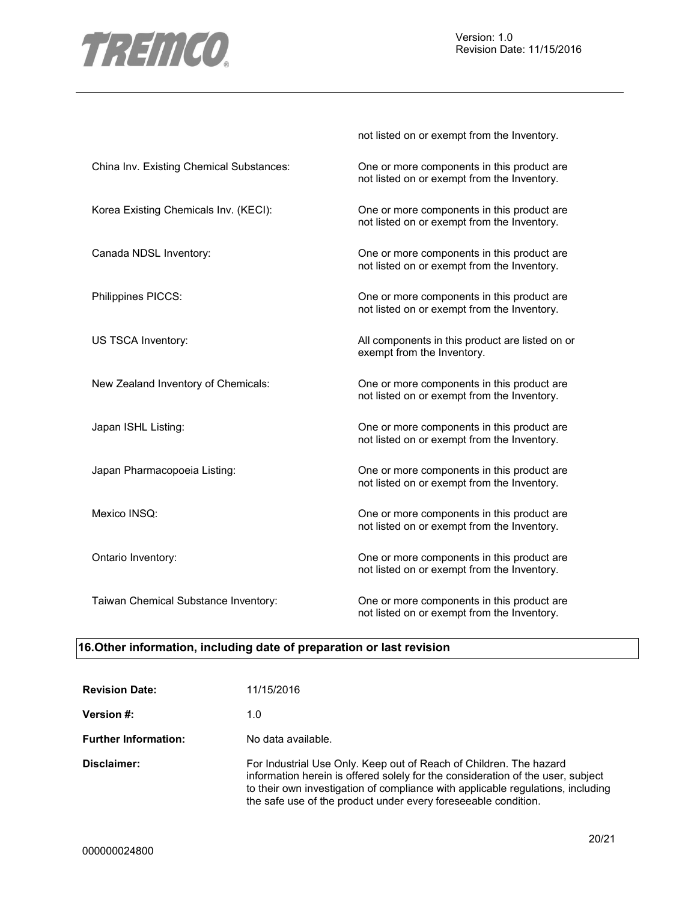not listed on or exempt from the Inventory.

| | |
|---|---|
| China Inv. Existing Chemical Substances: | One or more components in this product are not listed on or exempt from the Inventory. |
| Korea Existing Chemicals Inv. (KECI): | One or more components in this product are not listed on or exempt from the Inventory. |
| Canada NDSL Inventory: | One or more components in this product are not listed on or exempt from the Inventory. |
| Philippines PICCS: | One or more components in this product are not listed on or exempt from the Inventory. |
| US TSCA Inventory: | All components in this product are listed on or exempt from the Inventory. |
| New Zealand Inventory of Chemicals: | One or more components in this product are not listed on or exempt from the Inventory. |
| Japan ISHL Listing: | One or more components in this product are not listed on or exempt from the Inventory. |
| Japan Pharmacopoeia Listing: | One or more components in this product are not listed on or exempt from the Inventory. |
| Mexico INSQ: | One or more components in this product are not listed on or exempt from the Inventory. |
| Ontario Inventory: | One or more components in this product are not listed on or exempt from the Inventory. |
| Taiwan Chemical Substance Inventory: | One or more components in this product are not listed on or exempt from the Inventory. |

## 16.Other information, including date of preparation or last revision

**Revision Date:** 11/15/2016

**Version #:** 1.0

**Further Information:** No data available.

**Disclaimer:** For Industrial Use Only. Keep out of Reach of Children. The hazard information herein is offered solely for the consideration of the user, subject to their own investigation of compliance with applicable regulations, including the safe use of the product under every foreseeable condition.

000000024800